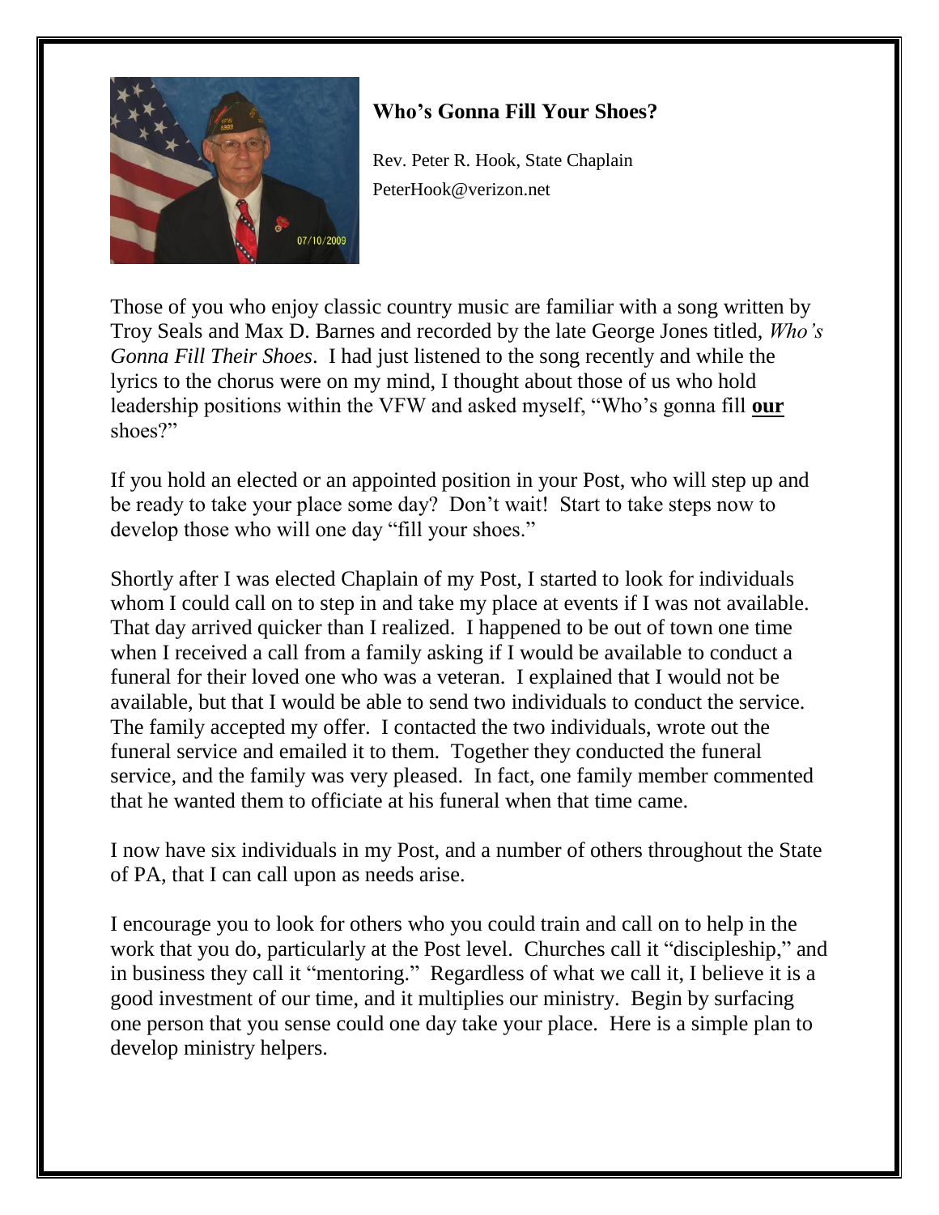## Who's Gonna Fill Your Shoes?

Rev. Peter R. Hook, State Chaplain
PeterHook@verizon.net

Those of you who enjoy classic country music are familiar with a song written by Troy Seals and Max D. Barnes and recorded by the late George Jones titled, *Who's Gonna Fill Their Shoes*. I had just listened to the song recently and while the lyrics to the chorus were on my mind, I thought about those of us who hold leadership positions within the VFW and asked myself, "Who's gonna fill **our** shoes?"

If you hold an elected or an appointed position in your Post, who will step up and be ready to take your place some day? Don't wait! Start to take steps now to develop those who will one day "fill your shoes."

Shortly after I was elected Chaplain of my Post, I started to look for individuals whom I could call on to step in and take my place at events if I was not available. That day arrived quicker than I realized. I happened to be out of town one time when I received a call from a family asking if I would be available to conduct a funeral for their loved one who was a veteran. I explained that I would not be available, but that I would be able to send two individuals to conduct the service. The family accepted my offer. I contacted the two individuals, wrote out the funeral service and emailed it to them. Together they conducted the funeral service, and the family was very pleased. In fact, one family member commented that he wanted them to officiate at his funeral when that time came.

I now have six individuals in my Post, and a number of others throughout the State of PA, that I can call upon as needs arise.

I encourage you to look for others who you could train and call on to help in the work that you do, particularly at the Post level. Churches call it "discipleship," and in business they call it "mentoring." Regardless of what we call it, I believe it is a good investment of our time, and it multiplies our ministry. Begin by surfacing one person that you sense could one day take your place. Here is a simple plan to develop ministry helpers.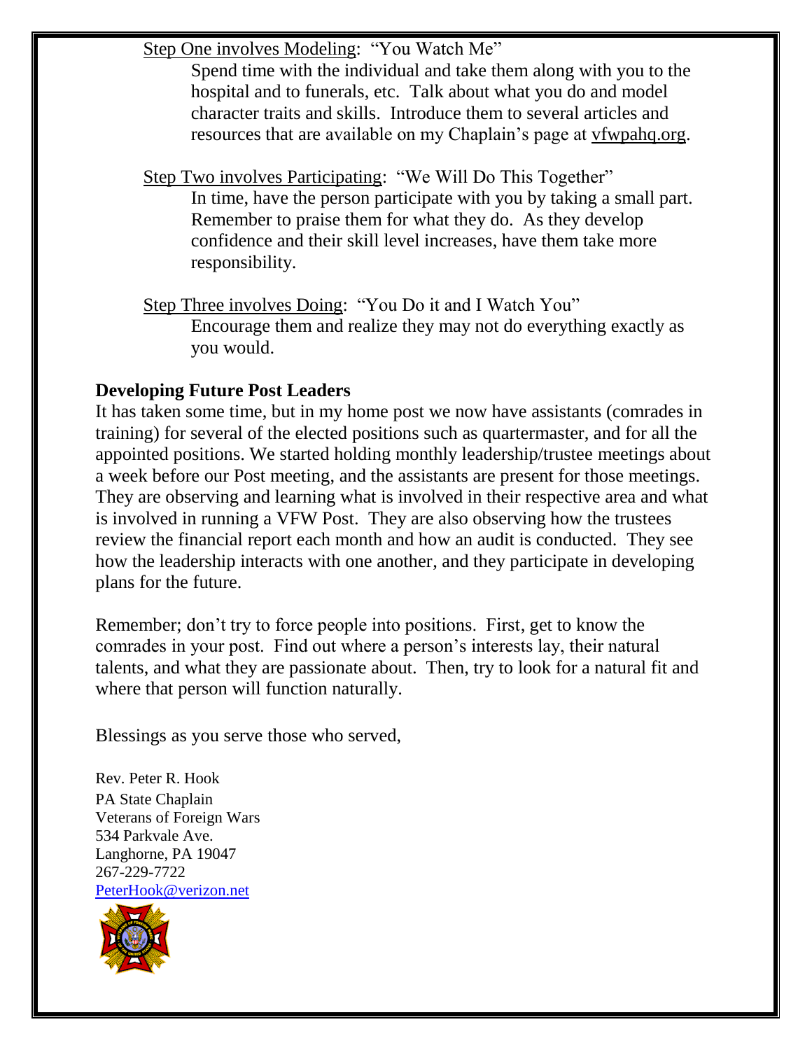Step One involves Modeling: "You Watch Me"

Spend time with the individual and take them along with you to the hospital and to funerals, etc. Talk about what you do and model character traits and skills. Introduce them to several articles and resources that are available on my Chaplain's page at vfwpahq.org.

Step Two involves Participating: "We Will Do This Together"

In time, have the person participate with you by taking a small part. Remember to praise them for what they do. As they develop confidence and their skill level increases, have them take more responsibility.

Step Three involves Doing: "You Do it and I Watch You"

Encourage them and realize they may not do everything exactly as you would.

**Developing Future Post Leaders**

It has taken some time, but in my home post we now have assistants (comrades in training) for several of the elected positions such as quartermaster, and for all the appointed positions. We started holding monthly leadership/trustee meetings about a week before our Post meeting, and the assistants are present for those meetings. They are observing and learning what is involved in their respective area and what is involved in running a VFW Post. They are also observing how the trustees review the financial report each month and how an audit is conducted. They see how the leadership interacts with one another, and they participate in developing plans for the future.

Remember; don't try to force people into positions. First, get to know the comrades in your post. Find out where a person's interests lay, their natural talents, and what they are passionate about. Then, try to look for a natural fit and where that person will function naturally.

Blessings as you serve those who served,

Rev. Peter R. Hook
PA State Chaplain
Veterans of Foreign Wars
534 Parkvale Ave.
Langhorne, PA 19047
267-229-7722
PeterHook@verizon.net